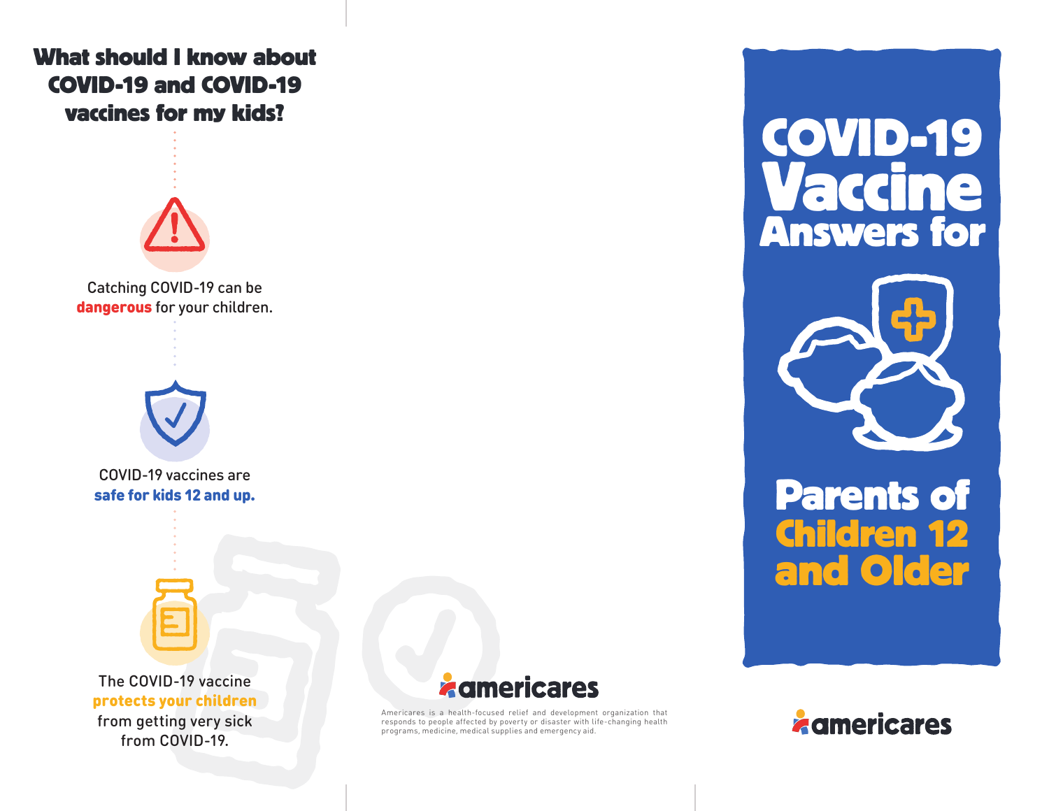## What should I know about COVID-19 and COVID-19 vaccines for my kids?

Catching COVID-19 can be **dangerous** for your children.

COVID-19 vaccines are **safe for kids 12 and up.**

The COVID-19 vaccine **protects your children** from getting very sick from COVID-19.

americares

Americares is a health-focused relief and development organization that responds to people affected by poverty or disaster with life-changing health programs, medicine, medical supplies and emergency aid.

# COVID-19 Vaccine Answers for Parents of Children 12 and Older

americares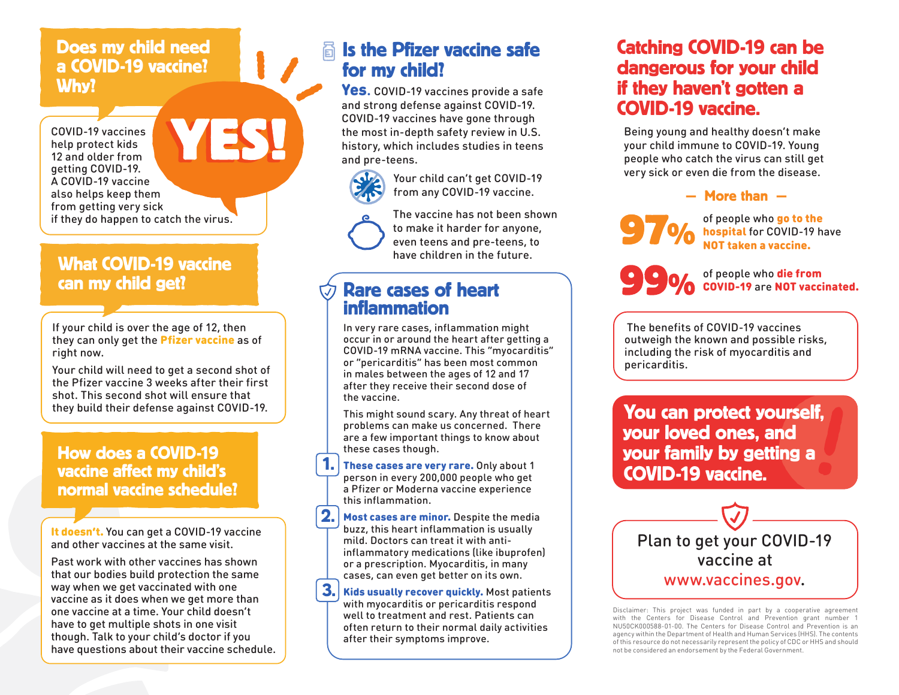## Does my child need a COVID-19 vaccine? Why?

**YES!**

COVID-19 vaccines help protect kids 12 and older from getting COVID-19. A COVID-19 vaccine also helps keep them from getting very sick if they do happen to catch the virus.

## What COVID-19 vaccine can my child get?

If your child is over the age of 12, then they can only get the **Pfizer vaccine** as of right now.

Your child will need to get a second shot of the Pfizer vaccine 3 weeks after their first shot. This second shot will ensure that they build their defense against COVID-19.

## How does a COVID-19 vaccine affect my child's normal vaccine schedule?

**It doesn't.** You can get a COVID-19 vaccine and other vaccines at the same visit.

Past work with other vaccines has shown that our bodies build protection the same way when we get vaccinated with one vaccine as it does when we get more than one vaccine at a time. Your child doesn't have to get multiple shots in one visit though. Talk to your child's doctor if you have questions about their vaccine schedule.

## Is the Pfizer vaccine safe for my child?

**Yes.** COVID-19 vaccines provide a safe and strong defense against COVID-19. COVID-19 vaccines have gone through the most in-depth safety review in U.S. history, which includes studies in teens and pre-teens.

Your child can't get COVID-19 from any COVID-19 vaccine.

The vaccine has not been shown to make it harder for anyone, even teens and pre-teens, to have children in the future.

## Rare cases of heart inflammation

In very rare cases, inflammation might occur in or around the heart after getting a COVID-19 mRNA vaccine. This "myocarditis" or "pericarditis" has been most common in males between the ages of 12 and 17 after they receive their second dose of the vaccine.

This might sound scary. Any threat of heart problems can make us concerned. There are a few important things to know about these cases though.

1. **These cases are very rare.** Only about 1 person in every 200,000 people who get a Pfizer or Moderna vaccine experience this inflammation.
2. **Most cases are minor.** Despite the media buzz, this heart inflammation is usually mild. Doctors can treat it with anti-inflammatory medications (like ibuprofen) or a prescription. Myocarditis, in many cases, can even get better on its own.
3. **Kids usually recover quickly.** Most patients with myocarditis or pericarditis respond well to treatment and rest. Patients can often return to their normal daily activities after their symptoms improve.

## Catching COVID-19 can be dangerous for your child if they haven't gotten a COVID-19 vaccine.

Being young and healthy doesn't make your child immune to COVID-19. Young people who catch the virus can still get very sick or even die from the disease.

**— More than —**

**97%** of people who **go to the hospital** for COVID-19 have **NOT taken a vaccine.**

**99%** of people who **die from COVID-19** are **NOT vaccinated.**

The benefits of COVID-19 vaccines outweigh the known and possible risks, including the risk of myocarditis and pericarditis.

**You can protect yourself, your loved ones, and your family by getting a COVID-19 vaccine.**

Plan to get your COVID-19 vaccine at www.vaccines.gov.

Disclaimer: This project was funded in part by a cooperative agreement with the Centers for Disease Control and Prevention grant number 1 NU50CK000588-01-00. The Centers for Disease Control and Prevention is an agency within the Department of Health and Human Services (HHS). The contents of this resource do not necessarily represent the policy of CDC or HHS and should not be considered an endorsement by the Federal Government.